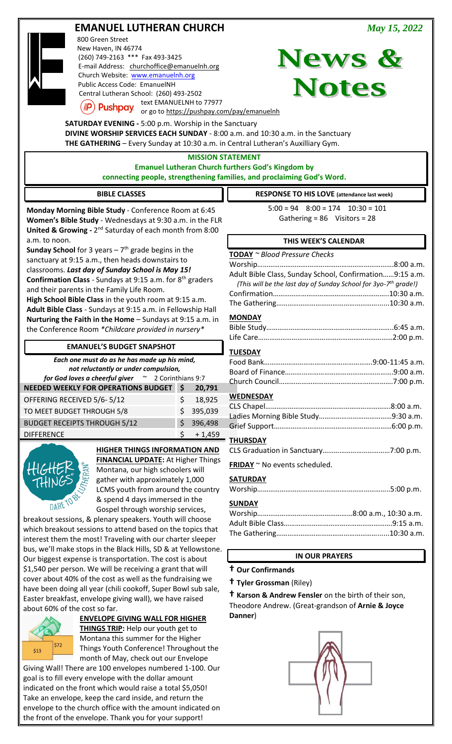# EMANUEL LUTHERAN CHURCH

*May 15, 2022*

800 Green Street
New Haven, IN 46774
(260) 749-2163 *** Fax 493-3425
E-mail Address: churchoffice@emanuelnh.org
Church Website: www.emanuelnh.org
Public Access Code: EmanuelNH
Central Lutheran School: (260) 493-2502
Pushpay text EMANUELNH to 77977 or go to https://pushpay.com/pay/emanuelnh

# News & Notes

**SATURDAY EVENING -** 5:00 p.m. Worship in the Sanctuary
**DIVINE WORSHIP SERVICES EACH SUNDAY** - 8:00 a.m. and 10:30 a.m. in the Sanctuary
**THE GATHERING** – Every Sunday at 10:30 a.m. in Central Lutheran's Auxilliary Gym.

**MISSION STATEMENT**
**Emanuel Lutheran Church furthers God's Kingdom by connecting people, strengthening families, and proclaiming God's Word.**

## BIBLE CLASSES

**Monday Morning Bible Study** - Conference Room at 6:45
**Women's Bible Study** - Wednesdays at 9:30 a.m. in the FLR
**United & Growing -** 2nd Saturday of each month from 8:00 a.m. to noon.
**Sunday School** for 3 years – 7th grade begins in the sanctuary at 9:15 a.m., then heads downstairs to classrooms. ***Last day of Sunday School is May 15!***
**Confirmation Class** - Sundays at 9:15 a.m. for 8th graders and their parents in the Family Life Room.
**High School Bible Class** in the youth room at 9:15 a.m.
**Adult Bible Class** - Sundays at 9:15 a.m. in Fellowship Hall
**Nurturing the Faith in the Home** – Sundays at 9:15 a.m. in the Conference Room *\*Childcare provided in nursery\**

## EMANUEL'S BUDGET SNAPSHOT

***Each one must do as he has made up his mind, not reluctantly or under compulsion, for God loves a cheerful giver*** ~ 2 Corinthians 9:7

| | | |
|---|---|---|
| **NEEDED WEEKLY FOR OPERATIONS BUDGET** | **$** | **20,791** |
| OFFERING RECEIVED 5/6- 5/12 | $ | 18,925 |
| TO MEET BUDGET THROUGH 5/8 | $ | 395,039 |
| BUDGET RECEIPTS THROUGH 5/12 | $ | 396,498 |
| DIFFERENCE | $ | + 1,459 |

**HIGHER THINGS INFORMATION AND FINANCIAL UPDATE:** At Higher Things Montana, our high schoolers will gather with approximately 1,000 LCMS youth from around the country & spend 4 days immersed in the Gospel through worship services, breakout sessions, & plenary speakers. Youth will choose which breakout sessions to attend based on the topics that interest them the most! Traveling with our charter sleeper bus, we'll make stops in the Black Hills, SD & at Yellowstone. Our biggest expense is transportation. The cost is about $1,540 per person. We will be receiving a grant that will cover about 40% of the cost as well as the fundraising we have been doing all year (chili cookoff, Super Bowl sub sale, Easter breakfast, envelope giving wall), we have raised about 60% of the cost so far.

**ENVELOPE GIVING WALL FOR HIGHER THINGS TRIP:** Help our youth get to Montana this summer for the Higher Things Youth Conference! Throughout the month of May, check out our Envelope Giving Wall! There are 100 envelopes numbered 1-100. Our goal is to fill every envelope with the dollar amount indicated on the front which would raise a total $5,050! Take an envelope, keep the card inside, and return the envelope to the church office with the amount indicated on the front of the envelope. Thank you for your support!

## RESPONSE TO HIS LOVE (attendance last week)

5:00 = 94   8:00 = 174   10:30 = 101
Gathering = 86   Visitors = 28

## THIS WEEK'S CALENDAR

**TODAY** ~ *Blood Pressure Checks*
Worship……8:00 a.m.
Adult Bible Class, Sunday School, Confirmation……9:15 a.m.
*(This will be the last day of Sunday School for 3yo-7th grade!)*
Confirmation……10:30 a.m.
The Gathering……10:30 a.m.

**MONDAY**
Bible Study……6:45 a.m.
Life Care……2:00 p.m.

**TUESDAY**
Food Bank……9:00-11:45 a.m.
Board of Finance……9:00 a.m.
Church Council……7:00 p.m.

**WEDNESDAY**
CLS Chapel……8:00 a.m.
Ladies Morning Bible Study……9:30 a.m.
Grief Support……6:00 p.m.

**THURSDAY**
CLS Graduation in Sanctuary……7:00 p.m.

**FRIDAY** ~ No events scheduled.

**SATURDAY**
Worship……5:00 p.m.

**SUNDAY**
Worship……8:00 a.m., 10:30 a.m.
Adult Bible Class……9:15 a.m.
The Gathering……10:30 a.m.

## IN OUR PRAYERS

† **Our Confirmands**

† **Tyler Grossman** (Riley)

† **Karson & Andrew Fensler** on the birth of their son, Theodore Andrew. (Great-grandson of **Arnie & Joyce Danner**)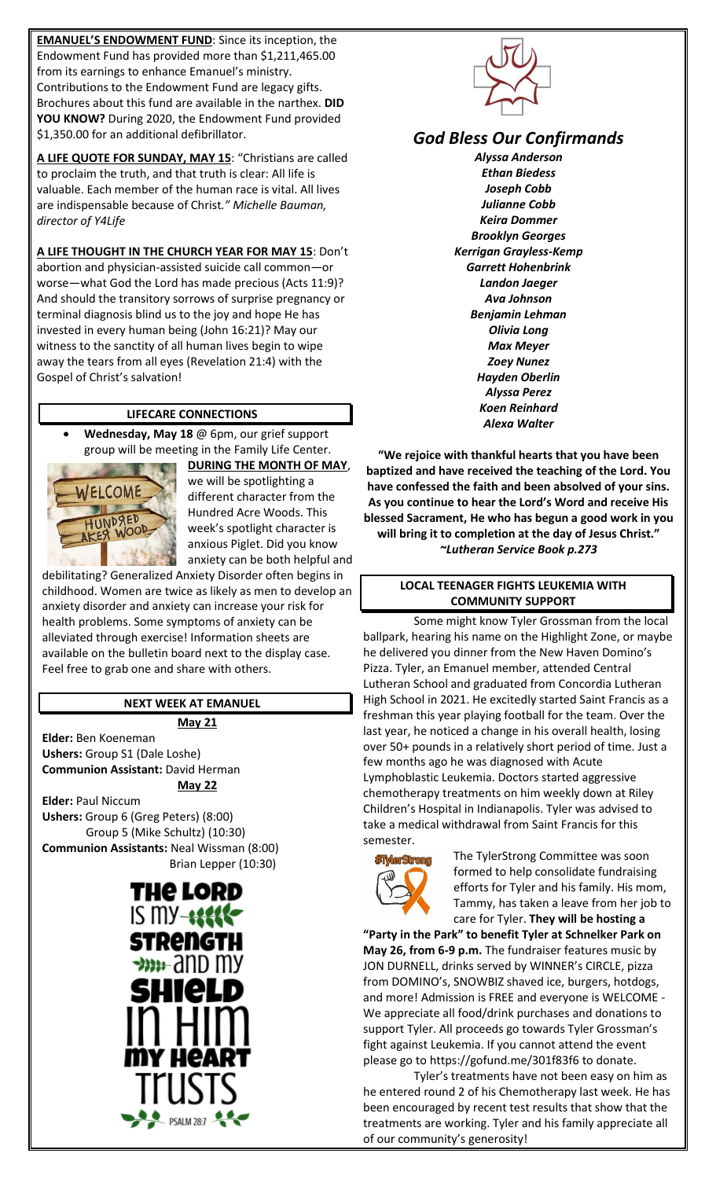**EMANUEL'S ENDOWMENT FUND**: Since its inception, the Endowment Fund has provided more than $1,211,465.00 from its earnings to enhance Emanuel's ministry. Contributions to the Endowment Fund are legacy gifts. Brochures about this fund are available in the narthex. **DID YOU KNOW?** During 2020, the Endowment Fund provided $1,350.00 for an additional defibrillator.

**A LIFE QUOTE FOR SUNDAY, MAY 15**: "Christians are called to proclaim the truth, and that truth is clear: All life is valuable. Each member of the human race is vital. All lives are indispensable because of Christ*." Michelle Bauman, director of Y4Life*

**A LIFE THOUGHT IN THE CHURCH YEAR FOR MAY 15**: Don't abortion and physician-assisted suicide call common—or worse—what God the Lord has made precious (Acts 11:9)? And should the transitory sorrows of surprise pregnancy or terminal diagnosis blind us to the joy and hope He has invested in every human being (John 16:21)? May our witness to the sanctity of all human lives begin to wipe away the tears from all eyes (Revelation 21:4) with the Gospel of Christ's salvation!

## LIFECARE CONNECTIONS

- **Wednesday, May 18** @ 6pm, our grief support group will be meeting in the Family Life Center.

**DURING THE MONTH OF MAY**, we will be spotlighting a different character from the Hundred Acre Woods. This week's spotlight character is anxious Piglet. Did you know anxiety can be both helpful and debilitating? Generalized Anxiety Disorder often begins in childhood. Women are twice as likely as men to develop an anxiety disorder and anxiety can increase your risk for health problems. Some symptoms of anxiety can be alleviated through exercise! Information sheets are available on the bulletin board next to the display case. Feel free to grab one and share with others.

## NEXT WEEK AT EMANUEL

**May 21**

**Elder:** Ben Koeneman
**Ushers:** Group S1 (Dale Loshe)
**Communion Assistant:** David Herman

**May 22**

**Elder:** Paul Niccum
**Ushers:** Group 6 (Greg Peters) (8:00)
Group 5 (Mike Schultz) (10:30)
**Communion Assistants:** Neal Wissman (8:00)
Brian Lepper (10:30)

THE LORD IS MY STRENGTH AND MY SHIELD IN HIM MY HEART TRUSTS
PSALM 28:7

## *God Bless Our Confirmands*

*Alyssa Anderson*
*Ethan Biedess*
*Joseph Cobb*
*Julianne Cobb*
*Keira Dommer*
*Brooklyn Georges*
*Kerrigan Grayless-Kemp*
*Garrett Hohenbrink*
*Landon Jaeger*
*Ava Johnson*
*Benjamin Lehman*
*Olivia Long*
*Max Meyer*
*Zoey Nunez*
*Hayden Oberlin*
*Alyssa Perez*
*Koen Reinhard*
*Alexa Walter*

**"We rejoice with thankful hearts that you have been baptized and have received the teaching of the Lord. You have confessed the faith and been absolved of your sins. As you continue to hear the Lord's Word and receive His blessed Sacrament, He who has begun a good work in you will bring it to completion at the day of Jesus Christ." *~Lutheran Service Book p.273***

## LOCAL TEENAGER FIGHTS LEUKEMIA WITH COMMUNITY SUPPORT

Some might know Tyler Grossman from the local ballpark, hearing his name on the Highlight Zone, or maybe he delivered you dinner from the New Haven Domino's Pizza. Tyler, an Emanuel member, attended Central Lutheran School and graduated from Concordia Lutheran High School in 2021. He excitedly started Saint Francis as a freshman this year playing football for the team. Over the last year, he noticed a change in his overall health, losing over 50+ pounds in a relatively short period of time. Just a few months ago he was diagnosed with Acute Lymphoblastic Leukemia. Doctors started aggressive chemotherapy treatments on him weekly down at Riley Children's Hospital in Indianapolis. Tyler was advised to take a medical withdrawal from Saint Francis for this semester.

The TylerStrong Committee was soon formed to help consolidate fundraising efforts for Tyler and his family. His mom, Tammy, has taken a leave from her job to care for Tyler. **They will be hosting a "Party in the Park" to benefit Tyler at Schnelker Park on May 26, from 6-9 p.m.** The fundraiser features music by JON DURNELL, drinks served by WINNER's CIRCLE, pizza from DOMINO's, SNOWBIZ shaved ice, burgers, hotdogs, and more! Admission is FREE and everyone is WELCOME - We appreciate all food/drink purchases and donations to support Tyler. All proceeds go towards Tyler Grossman's fight against Leukemia. If you cannot attend the event please go to https://gofund.me/301f83f6 to donate.

Tyler's treatments have not been easy on him as he entered round 2 of his Chemotherapy last week. He has been encouraged by recent test results that show that the treatments are working. Tyler and his family appreciate all of our community's generosity!